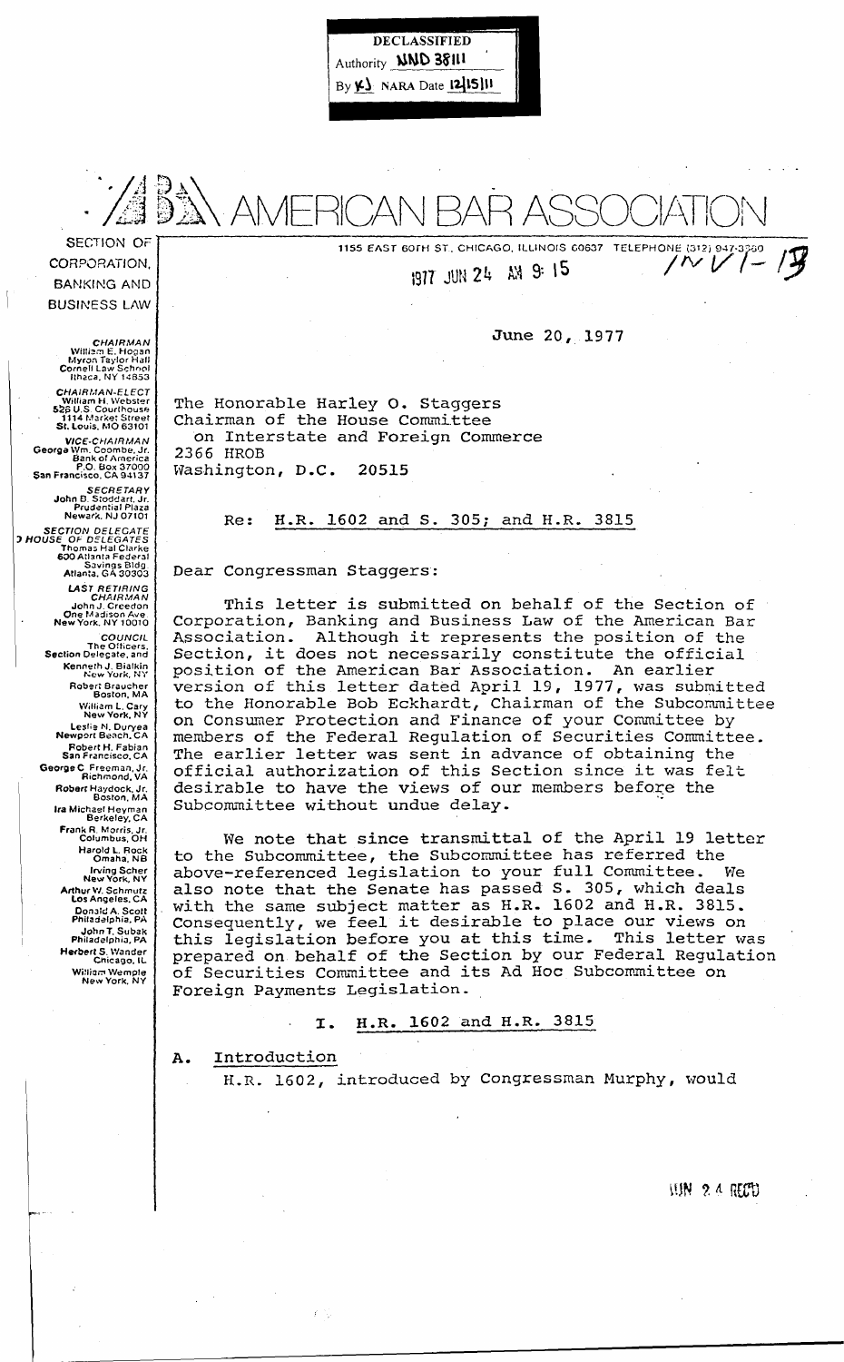DECLASSIFIED
Authority NND 38111
By KJ NARA Date 12/15/11

# AMERICAN BAR ASSOCIATION

SECTION OF CORPORATION, BANKING AND BUSINESS LAW

1155 EAST 60TH ST., CHICAGO, ILLINOIS 60637 TELEPHONE (312) 947-3560

1977 JUN 24 AM 9: 15

INV1-13

CHAIRMAN
William E. Hogan
Myron Taylor Hall
Cornell Law School
Ithaca, NY 14853

CHAIRMAN-ELECT
William H. Webster
526 U.S. Courthouse
1114 Market Street
St. Louis, MO 63101

VICE-CHAIRMAN
George Wm. Coombe, Jr.
Bank of America
P.O. Box 37000
San Francisco, CA 94137

SECRETARY
John B. Stoddart, Jr.
Prudential Plaza
Newark, NJ 07101

SECTION DELEGATE
TO HOUSE OF DELEGATES
Thomas Hal Clarke
600 Atlanta Federal Savings Bldg.
Atlanta, GA 30303

LAST RETIRING CHAIRMAN
John J. Creedon
One Madison Ave.
New York, NY 10010

COUNCIL
The Officers, Section Delegate, and
Kenneth J. Bialkin, New York, NY
Robert Braucher, Boston, MA
William L. Cary, New York, NY
Leslie N. Duryea, Newport Beach, CA
Robert H. Fabian, San Francisco, CA
George C. Freeman, Jr., Richmond, VA
Robert Haydock, Jr., Boston, MA
Ira Michael Heyman, Berkeley, CA
Frank R. Morris, Jr., Columbus, OH
Harold L. Rock, Omaha, NB
Irving Scher, New York, NY
Arthur W. Schmutz, Los Angeles, CA
Donald A. Scott, Philadelphia, PA
John T. Subak, Philadelphia, PA
Herbert S. Wander, Chicago, IL
William Wemple, New York, NY

June 20, 1977

The Honorable Harley O. Staggers
Chairman of the House Committee
on Interstate and Foreign Commerce
2366 HROB
Washington, D.C. 20515

Re: H.R. 1602 and S. 305; and H.R. 3815

Dear Congressman Staggers:

This letter is submitted on behalf of the Section of Corporation, Banking and Business Law of the American Bar Association. Although it represents the position of the Section, it does not necessarily constitute the official position of the American Bar Association. An earlier version of this letter dated April 19, 1977, was submitted to the Honorable Bob Eckhardt, Chairman of the Subcommittee on Consumer Protection and Finance of your Committee by members of the Federal Regulation of Securities Committee. The earlier letter was sent in advance of obtaining the official authorization of this Section since it was felt desirable to have the views of our members before the Subcommittee without undue delay.

We note that since transmittal of the April 19 letter to the Subcommittee, the Subcommittee has referred the above-referenced legislation to your full Committee. We also note that the Senate has passed S. 305, which deals with the same subject matter as H.R. 1602 and H.R. 3815. Consequently, we feel it desirable to place our views on this legislation before you at this time. This letter was prepared on behalf of the Section by our Federal Regulation of Securities Committee and its Ad Hoc Subcommittee on Foreign Payments Legislation.

## I. H.R. 1602 and H.R. 3815

### A. Introduction

H.R. 1602, introduced by Congressman Murphy, would

JUN 24 RECD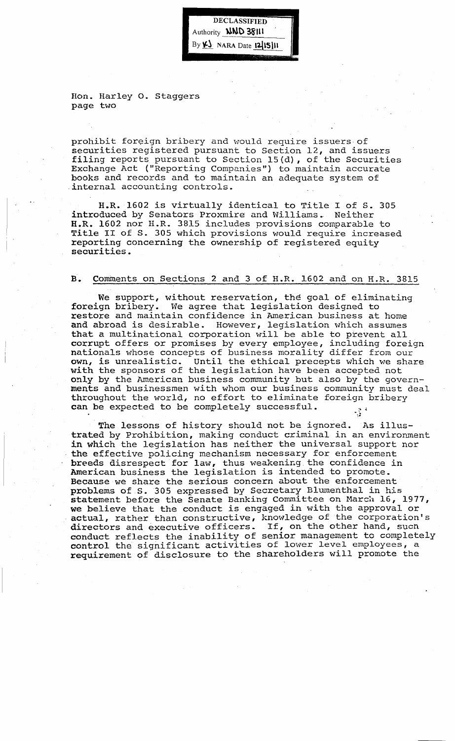DECLASSIFIED
Authority NND 38111
By KJ NARA Date 12/15/11

Hon. Harley O. Staggers
page two

prohibit foreign bribery and would require issuers of securities registered pursuant to Section 12, and issuers filing reports pursuant to Section 15(d), of the Securities Exchange Act ("Reporting Companies") to maintain accurate books and records and to maintain an adequate system of internal accounting controls.

H.R. 1602 is virtually identical to Title I of S. 305 introduced by Senators Proxmire and Williams. Neither H.R. 1602 nor H.R. 3815 includes provisions comparable to Title II of S. 305 which provisions would require increased reporting concerning the ownership of registered equity securities.

## B. Comments on Sections 2 and 3 of H.R. 1602 and on H.R. 3815

We support, without reservation, the goal of eliminating foreign bribery. We agree that legislation designed to restore and maintain confidence in American business at home and abroad is desirable. However, legislation which assumes that a multinational corporation will be able to prevent all corrupt offers or promises by every employee, including foreign nationals whose concepts of business morality differ from our own, is unrealistic. Until the ethical precepts which we share with the sponsors of the legislation have been accepted not only by the American business community but also by the governments and businessmen with whom our business community must deal throughout the world, no effort to eliminate foreign bribery can be expected to be completely successful.

The lessons of history should not be ignored. As illustrated by Prohibition, making conduct criminal in an environment in which the legislation has neither the universal support nor the effective policing mechanism necessary for enforcement breeds disrespect for law, thus weakening the confidence in American business the legislation is intended to promote. Because we share the serious concern about the enforcement problems of S. 305 expressed by Secretary Blumenthal in his statement before the Senate Banking Committee on March 16, 1977, we believe that the conduct is engaged in with the approval or actual, rather than constructive, knowledge of the corporation's directors and executive officers. If, on the other hand, such conduct reflects the inability of senior management to completely control the significant activities of lower level employees, a requirement of disclosure to the shareholders will promote the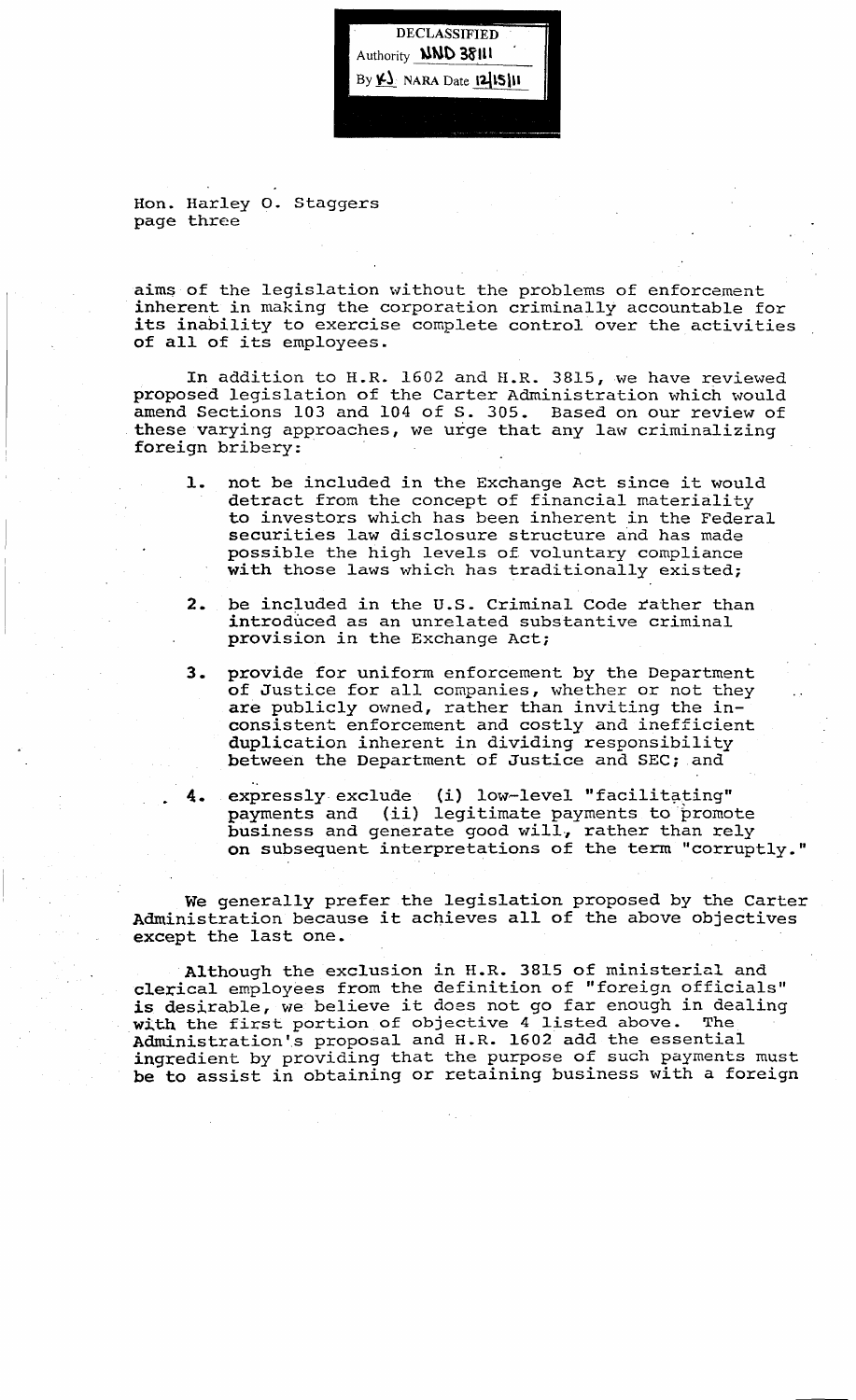DECLASSIFIED
Authority NND 38111
By KJ NARA Date 12/15/11

Hon. Harley O. Staggers
page three

aims of the legislation without the problems of enforcement inherent in making the corporation criminally accountable for its inability to exercise complete control over the activities of all of its employees.

In addition to H.R. 1602 and H.R. 3815, we have reviewed proposed legislation of the Carter Administration which would amend Sections 103 and 104 of S. 305. Based on our review of these varying approaches, we urge that any law criminalizing foreign bribery:

1. not be included in the Exchange Act since it would detract from the concept of financial materiality to investors which has been inherent in the Federal securities law disclosure structure and has made possible the high levels of voluntary compliance with those laws which has traditionally existed;

2. be included in the U.S. Criminal Code rather than introduced as an unrelated substantive criminal provision in the Exchange Act;

3. provide for uniform enforcement by the Department of Justice for all companies, whether or not they are publicly owned, rather than inviting the inconsistent enforcement and costly and inefficient duplication inherent in dividing responsibility between the Department of Justice and SEC; and

4. expressly exclude (i) low-level "facilitating" payments and (ii) legitimate payments to promote business and generate good will, rather than rely on subsequent interpretations of the term "corruptly."

We generally prefer the legislation proposed by the Carter Administration because it achieves all of the above objectives except the last one.

Although the exclusion in H.R. 3815 of ministerial and clerical employees from the definition of "foreign officials" is desirable, we believe it does not go far enough in dealing with the first portion of objective 4 listed above. The Administration's proposal and H.R. 1602 add the essential ingredient by providing that the purpose of such payments must be to assist in obtaining or retaining business with a foreign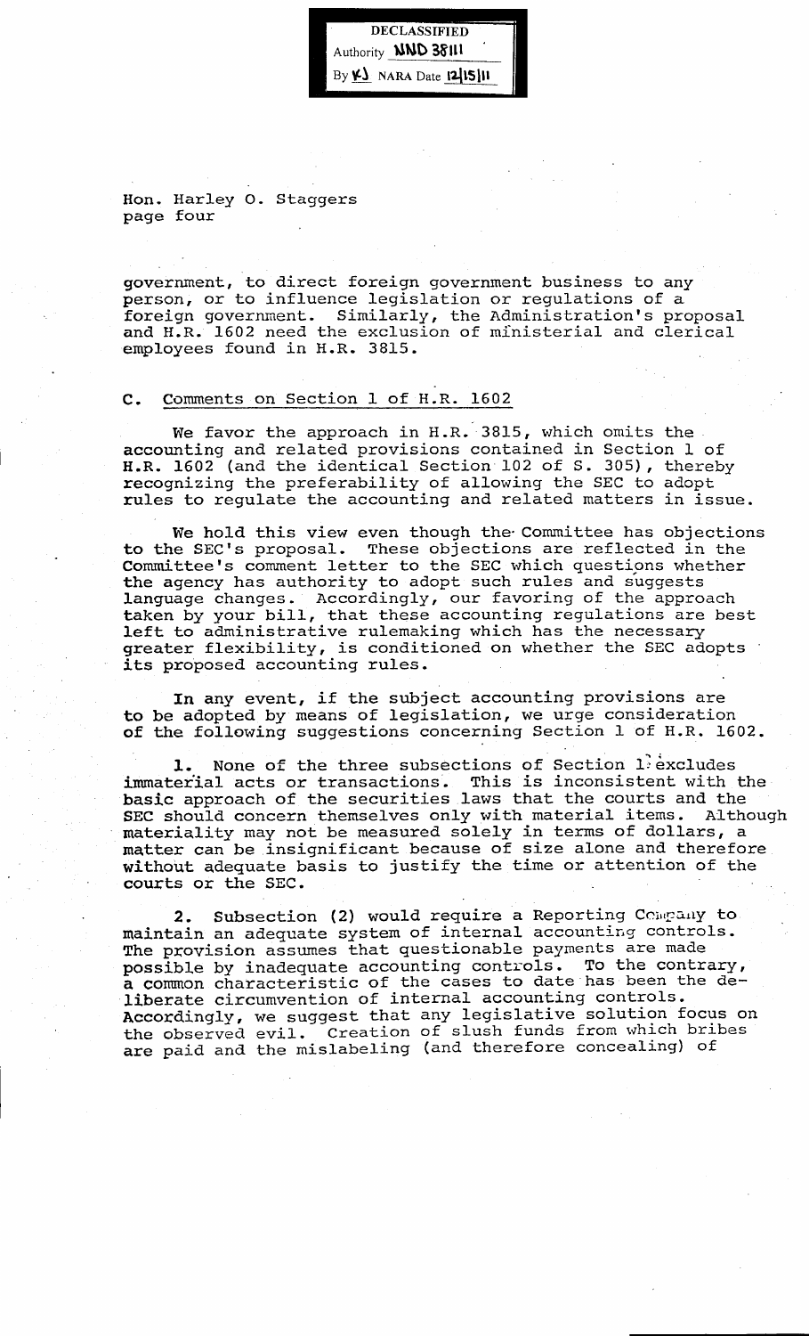DECLASSIFIED
Authority NND 38111
By KJ NARA Date 12/15/11

Hon. Harley O. Staggers
page four

government, to direct foreign government business to any person, or to influence legislation or regulations of a foreign government. Similarly, the Administration's proposal and H.R. 1602 need the exclusion of ministerial and clerical employees found in H.R. 3815.

## C. Comments on Section 1 of H.R. 1602

We favor the approach in H.R. 3815, which omits the accounting and related provisions contained in Section 1 of H.R. 1602 (and the identical Section 102 of S. 305), thereby recognizing the preferability of allowing the SEC to adopt rules to regulate the accounting and related matters in issue.

We hold this view even though the Committee has objections to the SEC's proposal. These objections are reflected in the Committee's comment letter to the SEC which questions whether the agency has authority to adopt such rules and suggests language changes. Accordingly, our favoring of the approach taken by your bill, that these accounting regulations are best left to administrative rulemaking which has the necessary greater flexibility, is conditioned on whether the SEC adopts its proposed accounting rules.

In any event, if the subject accounting provisions are to be adopted by means of legislation, we urge consideration of the following suggestions concerning Section 1 of H.R. 1602.

1. None of the three subsections of Section 1 excludes immaterial acts or transactions. This is inconsistent with the basic approach of the securities laws that the courts and the SEC should concern themselves only with material items. Although materiality may not be measured solely in terms of dollars, a matter can be insignificant because of size alone and therefore without adequate basis to justify the time or attention of the courts or the SEC.

2. Subsection (2) would require a Reporting Company to maintain an adequate system of internal accounting controls. The provision assumes that questionable payments are made possible by inadequate accounting controls. To the contrary, a common characteristic of the cases to date has been the deliberate circumvention of internal accounting controls. Accordingly, we suggest that any legislative solution focus on the observed evil. Creation of slush funds from which bribes are paid and the mislabeling (and therefore concealing) of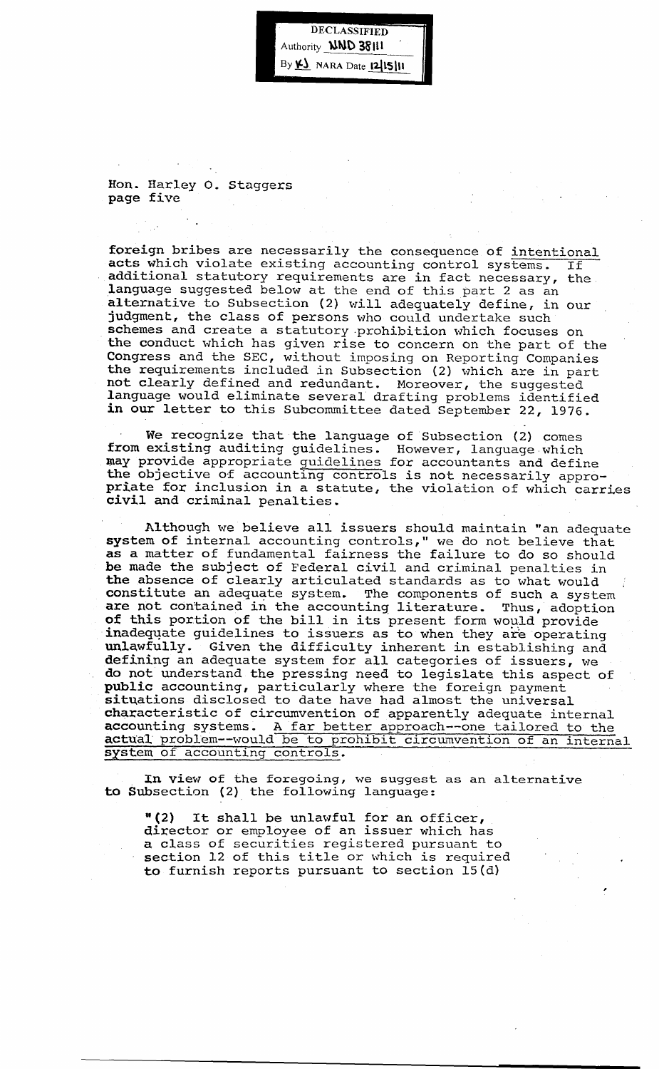DECLASSIFIED
Authority NND 38111
By KJ NARA Date 12/15/11

Hon. Harley O. Staggers
page five

foreign bribes are necessarily the consequence of intentional acts which violate existing accounting control systems. If additional statutory requirements are in fact necessary, the language suggested below at the end of this part 2 as an alternative to Subsection (2) will adequately define, in our judgment, the class of persons who could undertake such schemes and create a statutory prohibition which focuses on the conduct which has given rise to concern on the part of the Congress and the SEC, without imposing on Reporting Companies the requirements included in Subsection (2) which are in part not clearly defined and redundant. Moreover, the suggested language would eliminate several drafting problems identified in our letter to this Subcommittee dated September 22, 1976.

We recognize that the language of Subsection (2) comes from existing auditing guidelines. However, language which may provide appropriate guidelines for accountants and define the objective of accounting controls is not necessarily appropriate for inclusion in a statute, the violation of which carries civil and criminal penalties.

Although we believe all issuers should maintain "an adequate system of internal accounting controls," we do not believe that as a matter of fundamental fairness the failure to do so should be made the subject of Federal civil and criminal penalties in the absence of clearly articulated standards as to what would constitute an adequate system. The components of such a system are not contained in the accounting literature. Thus, adoption of this portion of the bill in its present form would provide inadequate guidelines to issuers as to when they are operating unlawfully. Given the difficulty inherent in establishing and defining an adequate system for all categories of issuers, we do not understand the pressing need to legislate this aspect of public accounting, particularly where the foreign payment situations disclosed to date have had almost the universal characteristic of circumvention of apparently adequate internal accounting systems. A far better approach--one tailored to the actual problem--would be to prohibit circumvention of an internal system of accounting controls.

In view of the foregoing, we suggest as an alternative to Subsection (2) the following language:

"(2) It shall be unlawful for an officer, director or employee of an issuer which has a class of securities registered pursuant to section 12 of this title or which is required to furnish reports pursuant to section 15(d)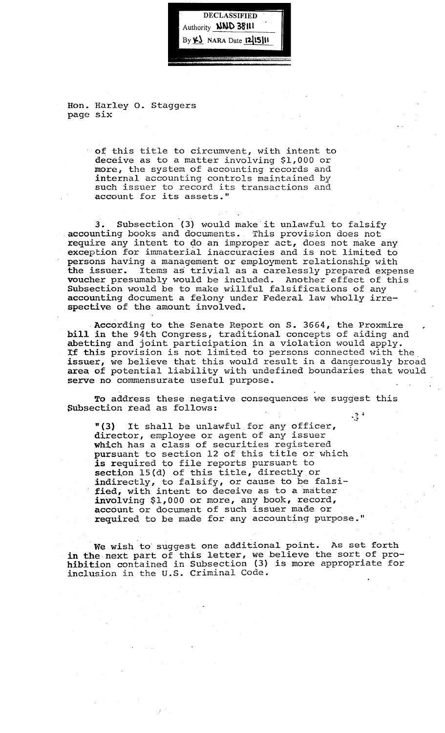DECLASSIFIED
Authority NND 38111
By KJ NARA Date 12/15/11

Hon. Harley O. Staggers
page six

> of this title to circumvent, with intent to deceive as to a matter involving $1,000 or more, the system of accounting records and internal accounting controls maintained by such issuer to record its transactions and account for its assets."

3. Subsection (3) would make it unlawful to falsify accounting books and documents. This provision does not require any intent to do an improper act, does not make any exception for immaterial inaccuracies and is not limited to persons having a management or employment relationship with the issuer. Items as trivial as a carelessly prepared expense voucher presumably would be included. Another effect of this Subsection would be to make willful falsifications of any accounting document a felony under Federal law wholly irrespective of the amount involved.

According to the Senate Report on S. 3664, the Proxmire bill in the 94th Congress, traditional concepts of aiding and abetting and joint participation in a violation would apply. If this provision is not limited to persons connected with the issuer, we believe that this would result in a dangerously broad area of potential liability with undefined boundaries that would serve no commensurate useful purpose.

To address these negative consequences we suggest this Subsection read as follows:

> "(3) It shall be unlawful for any officer, director, employee or agent of any issuer which has a class of securities registered pursuant to section 12 of this title or which is required to file reports pursuant to section 15(d) of this title, directly or indirectly, to falsify, or cause to be falsified, with intent to deceive as to a matter involving $1,000 or more, any book, record, account or document of such issuer made or required to be made for any accounting purpose."

We wish to suggest one additional point. As set forth in the next part of this letter, we believe the sort of prohibition contained in Subsection (3) is more appropriate for inclusion in the U.S. Criminal Code.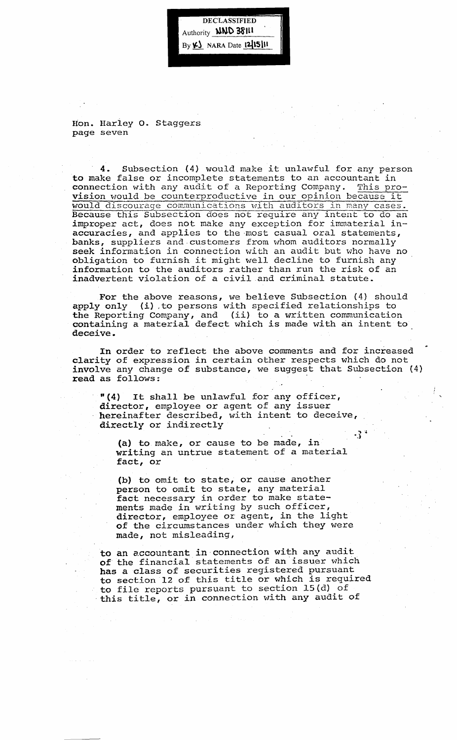DECLASSIFIED
Authority NND 38111
By KJ NARA Date 12/15/11

Hon. Harley O. Staggers
page seven

4. Subsection (4) would make it unlawful for any person to make false or incomplete statements to an accountant in connection with any audit of a Reporting Company. This provision would be counterproductive in our opinion because it would discourage communications with auditors in many cases. Because this Subsection does not require any intent to do an improper act, does not make any exception for immaterial inaccuracies, and applies to the most casual oral statements, banks, suppliers and customers from whom auditors normally seek information in connection with an audit but who have no obligation to furnish it might well decline to furnish any information to the auditors rather than run the risk of an inadvertent violation of a civil and criminal statute.

For the above reasons, we believe Subsection (4) should apply only (i) to persons with specified relationships to the Reporting Company, and (ii) to a written communication containing a material defect which is made with an intent to deceive.

In order to reflect the above comments and for increased clarity of expression in certain other respects which do not involve any change of substance, we suggest that Subsection (4) read as follows:

> "(4) It shall be unlawful for any officer, director, employee or agent of any issuer hereinafter described, with intent to deceive, directly or indirectly
>
> > (a) to make, or cause to be made, in writing an untrue statement of a material fact, or
> >
> > (b) to omit to state, or cause another person to omit to state, any material fact necessary in order to make statements made in writing by such officer, director, employee or agent, in the light of the circumstances under which they were made, not misleading,
>
> to an accountant in connection with any audit of the financial statements of an issuer which has a class of securities registered pursuant to section 12 of this title or which is required to file reports pursuant to section 15(d) of this title, or in connection with any audit of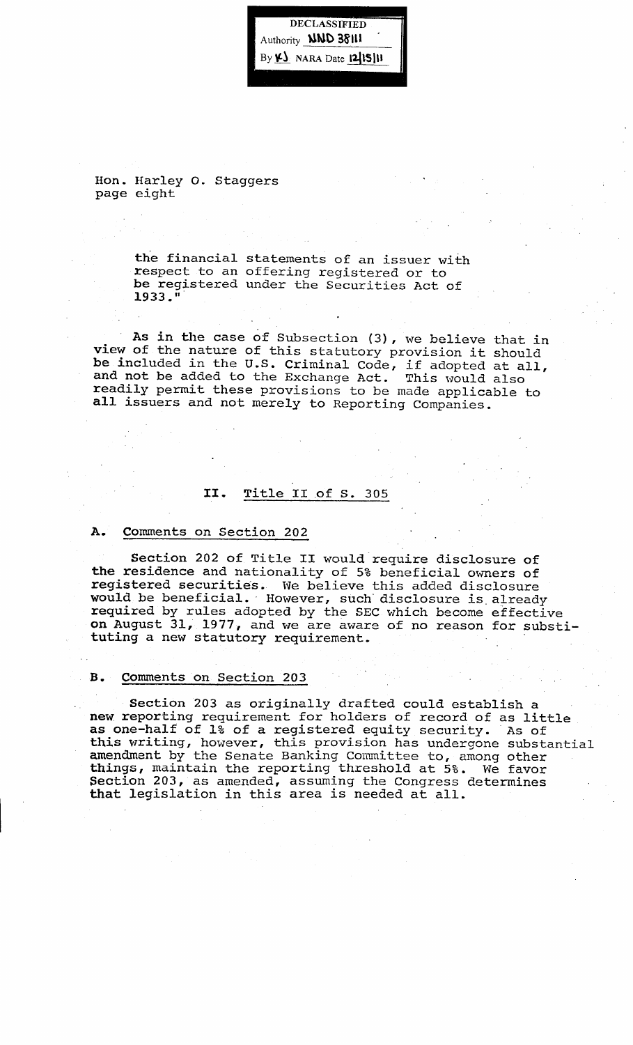DECLASSIFIED
Authority NND 38111
By KJ NARA Date 12/15/11

Hon. Harley O. Staggers
page eight

> the financial statements of an issuer with respect to an offering registered or to be registered under the Securities Act of 1933."

As in the case of Subsection (3), we believe that in view of the nature of this statutory provision it should be included in the U.S. Criminal Code, if adopted at all, and not be added to the Exchange Act. This would also readily permit these provisions to be made applicable to all issuers and not merely to Reporting Companies.

## II. Title II of S. 305

### A. Comments on Section 202

Section 202 of Title II would require disclosure of the residence and nationality of 5% beneficial owners of registered securities. We believe this added disclosure would be beneficial. However, such disclosure is already required by rules adopted by the SEC which become effective on August 31, 1977, and we are aware of no reason for substituting a new statutory requirement.

### B. Comments on Section 203

Section 203 as originally drafted could establish a new reporting requirement for holders of record of as little as one-half of 1% of a registered equity security. As of this writing, however, this provision has undergone substantial amendment by the Senate Banking Committee to, among other things, maintain the reporting threshold at 5%. We favor Section 203, as amended, assuming the Congress determines that legislation in this area is needed at all.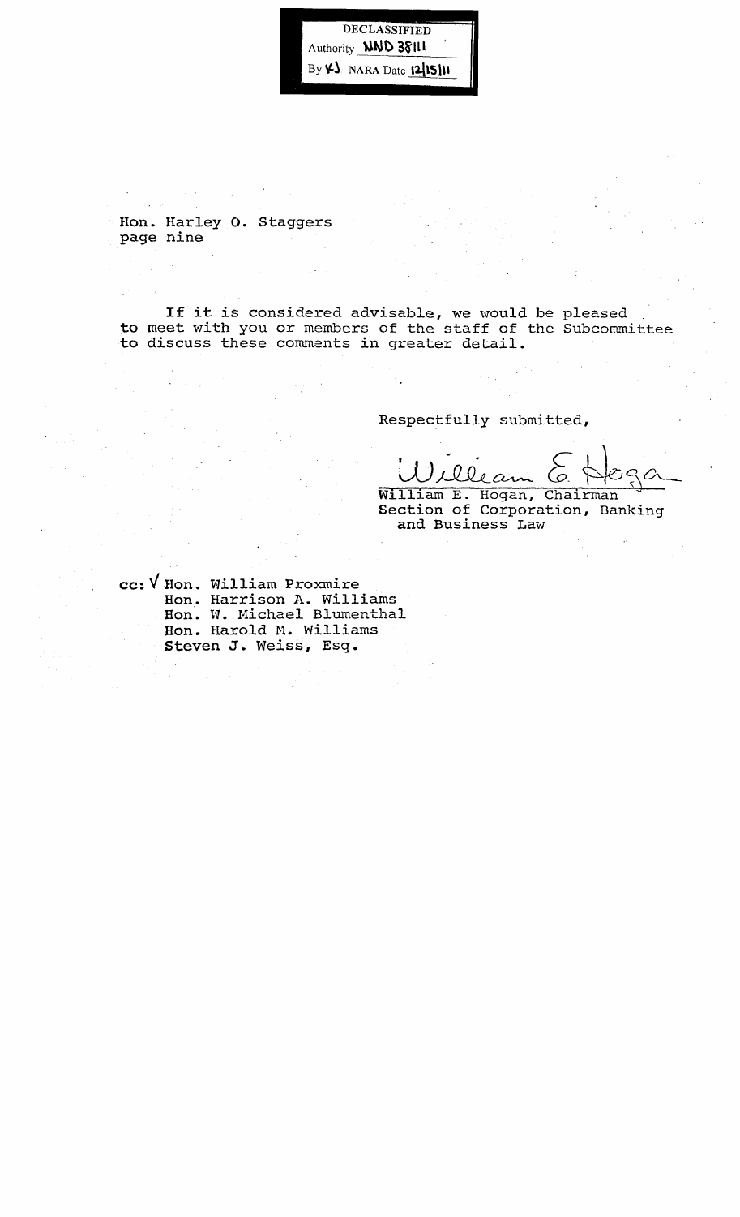DECLASSIFIED
Authority NND 38111
By KJ NARA Date 12/15/11

Hon. Harley O. Staggers
page nine

If it is considered advisable, we would be pleased to meet with you or members of the staff of the Subcommittee to discuss these comments in greater detail.

Respectfully submitted,

William E. Hogan

William E. Hogan, Chairman
Section of Corporation, Banking and Business Law

cc: √ Hon. William Proxmire
Hon. Harrison A. Williams
Hon. W. Michael Blumenthal
Hon. Harold M. Williams
Steven J. Weiss, Esq.